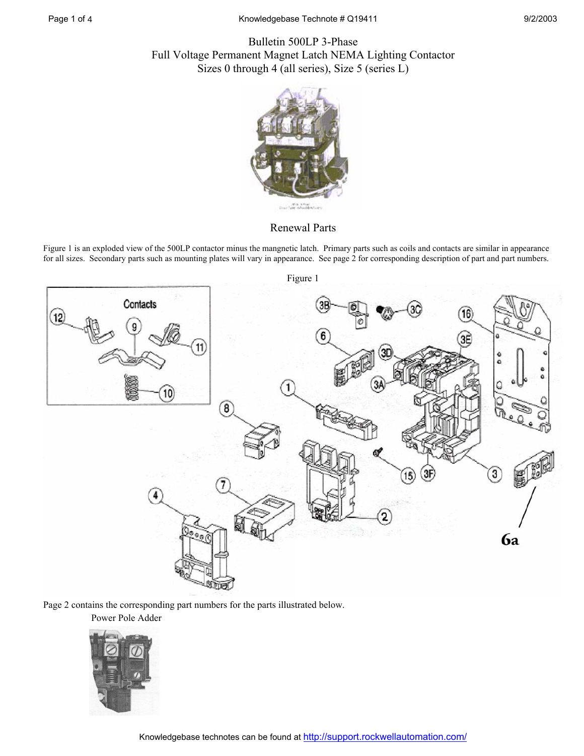# Bulletin 500LP 3-Phase
# Full Voltage Permanent Magnet Latch NEMA Lighting Contactor
# Sizes 0 through 4 (all series), Size 5 (series L)

## Renewal Parts

Figure 1 is an exploded view of the 500LP contactor minus the mangnetic latch. Primary parts such as coils and contacts are similar in appearance for all sizes. Secondary parts such as mounting plates will vary in appearance. See page 2 for corresponding description of part and part numbers.

Figure 1

Page 2 contains the corresponding part numbers for the parts illustrated below.

Power Pole Adder

Knowledgebase technotes can be found at http://support.rockwellautomation.com/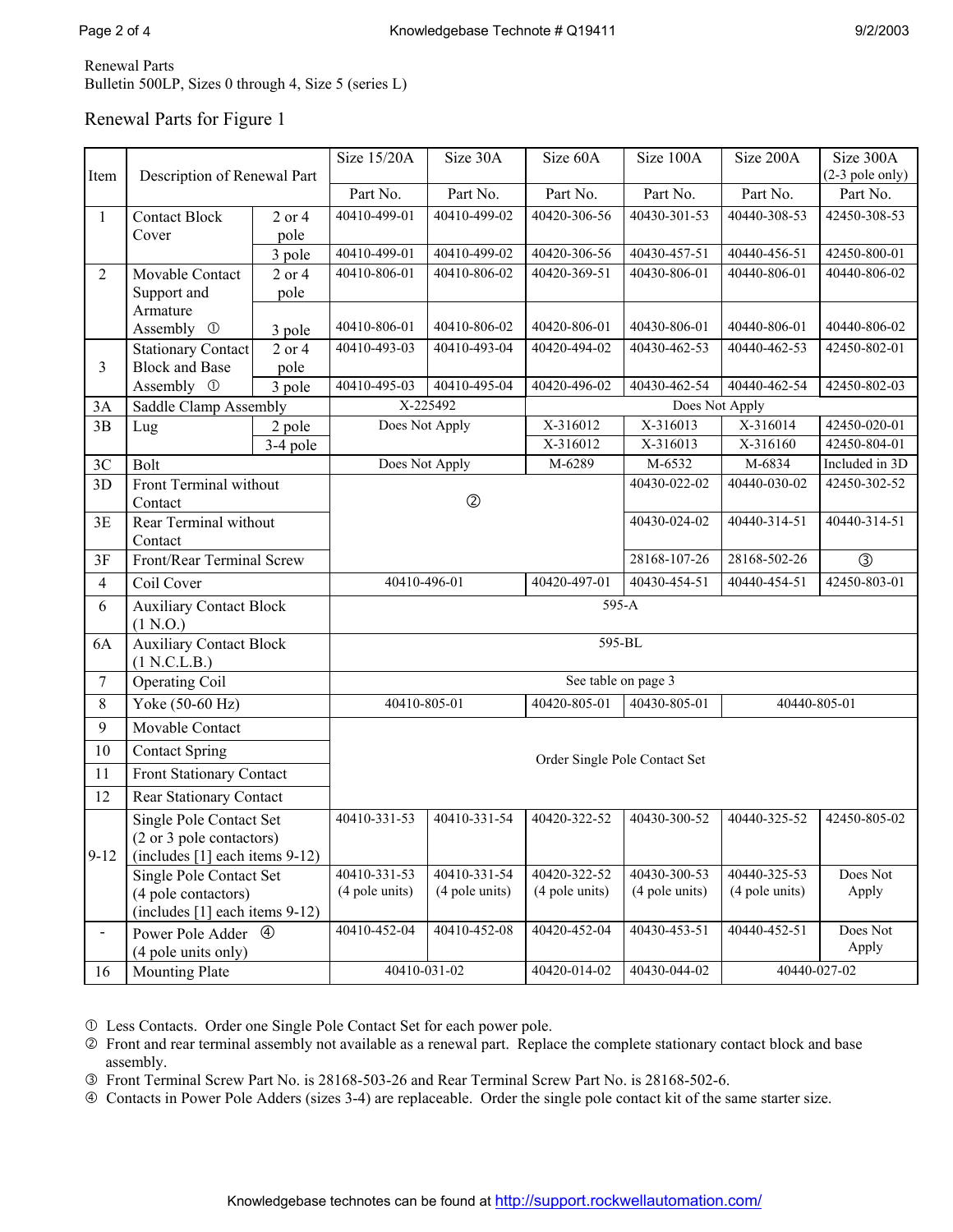Renewal Parts
Bulletin 500LP, Sizes 0 through 4, Size 5 (series L)

## Renewal Parts for Figure 1

| Item | Description of Renewal Part | | Size 15/20A | Size 30A | Size 60A | Size 100A | Size 200A | Size 300A (2-3 pole only) |
|---|---|---|---|---|---|---|---|---|
| | | | Part No. | Part No. | Part No. | Part No. | Part No. | Part No. |
| 1 | Contact Block Cover | 2 or 4 pole | 40410-499-01 | 40410-499-02 | 40420-306-56 | 40430-301-53 | 40440-308-53 | 42450-308-53 |
| | | 3 pole | 40410-499-01 | 40410-499-02 | 40420-306-56 | 40430-457-51 | 40440-456-51 | 42450-800-01 |
| 2 | Movable Contact Support and Armature Assembly ① | 2 or 4 pole | 40410-806-01 | 40410-806-02 | 40420-369-51 | 40430-806-01 | 40440-806-01 | 40440-806-02 |
| | | 3 pole | 40410-806-01 | 40410-806-02 | 40420-806-01 | 40430-806-01 | 40440-806-01 | 40440-806-02 |
| 3 | Stationary Contact Block and Base Assembly ① | 2 or 4 pole | 40410-493-03 | 40410-493-04 | 40420-494-02 | 40430-462-53 | 40440-462-53 | 42450-802-01 |
| | | 3 pole | 40410-495-03 | 40410-495-04 | 40420-496-02 | 40430-462-54 | 40440-462-54 | 42450-802-03 |
| 3A | Saddle Clamp Assembly | | X-225492 | | Does Not Apply | | | |
| 3B | Lug | 2 pole | Does Not Apply | | X-316012 | X-316013 | X-316014 | 42450-020-01 |
| | | 3-4 pole | | | X-316012 | X-316013 | X-316160 | 42450-804-01 |
| 3C | Bolt | | Does Not Apply | | M-6289 | M-6532 | M-6834 | Included in 3D |
| 3D | Front Terminal without Contact | | ② | | | 40430-022-02 | 40440-030-02 | 42450-302-52 |
| 3E | Rear Terminal without Contact | | | | | 40430-024-02 | 40440-314-51 | 40440-314-51 |
| 3F | Front/Rear Terminal Screw | | | | | 28168-107-26 | 28168-502-26 | ③ |
| 4 | Coil Cover | | 40410-496-01 | | 40420-497-01 | 40430-454-51 | 40440-454-51 | 42450-803-01 |
| 6 | Auxiliary Contact Block (1 N.O.) | | 595-A | | | | | |
| 6A | Auxiliary Contact Block (1 N.C.L.B.) | | 595-BL | | | | | |
| 7 | Operating Coil | | See table on page 3 | | | | | |
| 8 | Yoke (50-60 Hz) | | 40410-805-01 | | 40420-805-01 | 40430-805-01 | 40440-805-01 | |
| 9 | Movable Contact | | Order Single Pole Contact Set | | | | | |
| 10 | Contact Spring | | | | | | | |
| 11 | Front Stationary Contact | | | | | | | |
| 12 | Rear Stationary Contact | | | | | | | |
| 9-12 | Single Pole Contact Set (2 or 3 pole contactors) (includes [1] each items 9-12) | | 40410-331-53 | 40410-331-54 | 40420-322-52 | 40430-300-52 | 40440-325-52 | 42450-805-02 |
| | Single Pole Contact Set (4 pole contactors) (includes [1] each items 9-12) | | 40410-331-53 (4 pole units) | 40410-331-54 (4 pole units) | 40420-322-52 (4 pole units) | 40430-300-53 (4 pole units) | 40440-325-53 (4 pole units) | Does Not Apply |
| - | Power Pole Adder ④ (4 pole units only) | | 40410-452-04 | 40410-452-08 | 40420-452-04 | 40430-453-51 | 40440-452-51 | Does Not Apply |
| 16 | Mounting Plate | | 40410-031-02 | | 40420-014-02 | 40430-044-02 | 40440-027-02 | |

① Less Contacts. Order one Single Pole Contact Set for each power pole.
② Front and rear terminal assembly not available as a renewal part. Replace the complete stationary contact block and base assembly.
③ Front Terminal Screw Part No. is 28168-503-26 and Rear Terminal Screw Part No. is 28168-502-6.
④ Contacts in Power Pole Adders (sizes 3-4) are replaceable. Order the single pole contact kit of the same starter size.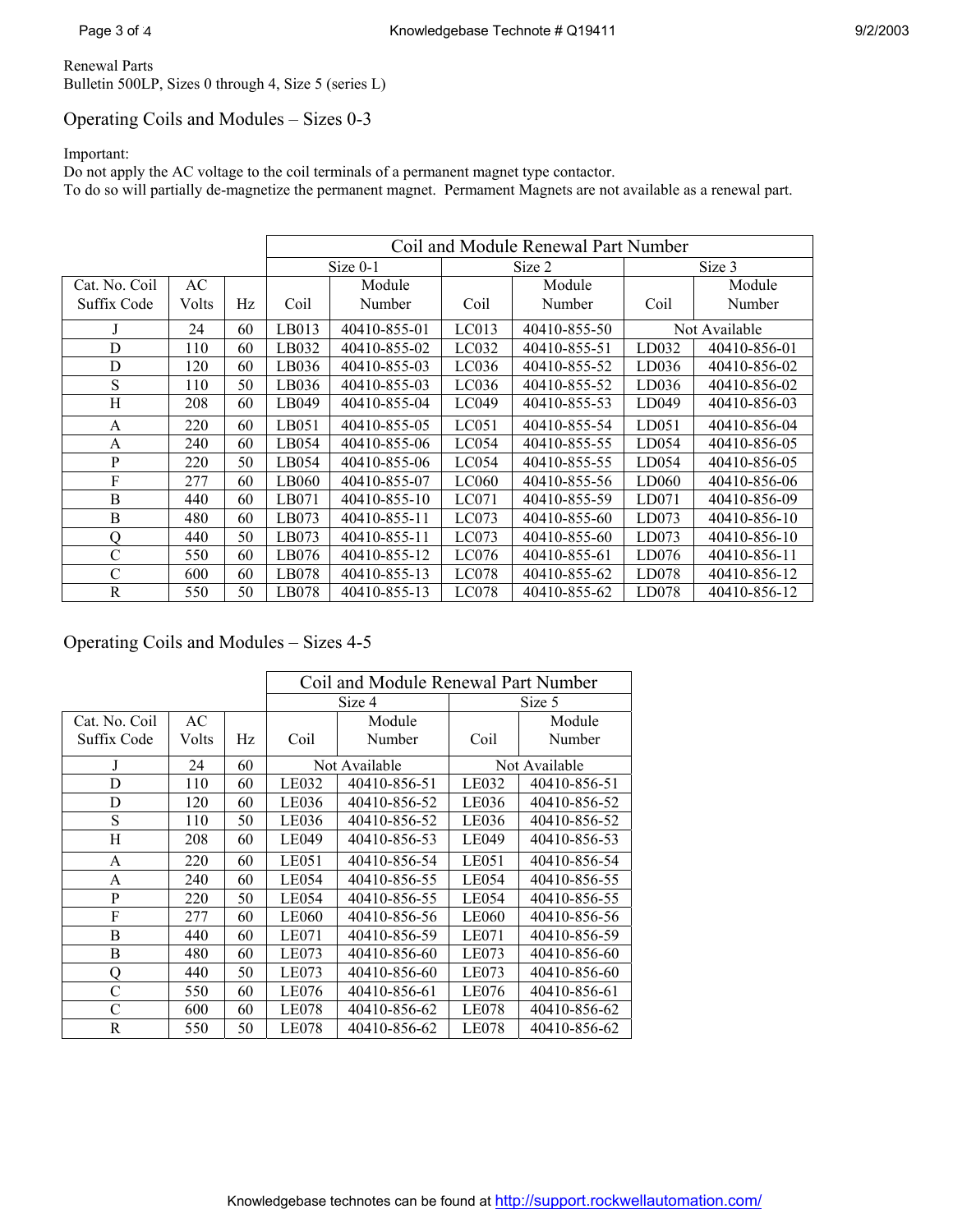Renewal Parts
Bulletin 500LP, Sizes 0 through 4, Size 5 (series L)

## Operating Coils and Modules – Sizes 0-3

Important:
Do not apply the AC voltage to the coil terminals of a permanent magnet type contactor.
To do so will partially de-magnetize the permanent magnet. Permament Magnets are not available as a renewal part.

| | | | Coil and Module Renewal Part Number | | | | | |
|---|---|---|---|---|---|---|---|---|
| | | | Size 0-1 | | Size 2 | | Size 3 | |
| Cat. No. Coil Suffix Code | AC Volts | Hz | Coil | Module Number | Coil | Module Number | Coil | Module Number |
| J | 24 | 60 | LB013 | 40410-855-01 | LC013 | 40410-855-50 | Not Available | |
| D | 110 | 60 | LB032 | 40410-855-02 | LC032 | 40410-855-51 | LD032 | 40410-856-01 |
| D | 120 | 60 | LB036 | 40410-855-03 | LC036 | 40410-855-52 | LD036 | 40410-856-02 |
| S | 110 | 50 | LB036 | 40410-855-03 | LC036 | 40410-855-52 | LD036 | 40410-856-02 |
| H | 208 | 60 | LB049 | 40410-855-04 | LC049 | 40410-855-53 | LD049 | 40410-856-03 |
| A | 220 | 60 | LB051 | 40410-855-05 | LC051 | 40410-855-54 | LD051 | 40410-856-04 |
| A | 240 | 60 | LB054 | 40410-855-06 | LC054 | 40410-855-55 | LD054 | 40410-856-05 |
| P | 220 | 50 | LB054 | 40410-855-06 | LC054 | 40410-855-55 | LD054 | 40410-856-05 |
| F | 277 | 60 | LB060 | 40410-855-07 | LC060 | 40410-855-56 | LD060 | 40410-856-06 |
| B | 440 | 60 | LB071 | 40410-855-10 | LC071 | 40410-855-59 | LD071 | 40410-856-09 |
| B | 480 | 60 | LB073 | 40410-855-11 | LC073 | 40410-855-60 | LD073 | 40410-856-10 |
| Q | 440 | 50 | LB073 | 40410-855-11 | LC073 | 40410-855-60 | LD073 | 40410-856-10 |
| C | 550 | 60 | LB076 | 40410-855-12 | LC076 | 40410-855-61 | LD076 | 40410-856-11 |
| C | 600 | 60 | LB078 | 40410-855-13 | LC078 | 40410-855-62 | LD078 | 40410-856-12 |
| R | 550 | 50 | LB078 | 40410-855-13 | LC078 | 40410-855-62 | LD078 | 40410-856-12 |

## Operating Coils and Modules – Sizes 4-5

| | | | Coil and Module Renewal Part Number | | | |
|---|---|---|---|---|---|---|
| | | | Size 4 | | Size 5 | |
| Cat. No. Coil Suffix Code | AC Volts | Hz | Coil | Module Number | Coil | Module Number |
| J | 24 | 60 | Not Available | | Not Available | |
| D | 110 | 60 | LE032 | 40410-856-51 | LE032 | 40410-856-51 |
| D | 120 | 60 | LE036 | 40410-856-52 | LE036 | 40410-856-52 |
| S | 110 | 50 | LE036 | 40410-856-52 | LE036 | 40410-856-52 |
| H | 208 | 60 | LE049 | 40410-856-53 | LE049 | 40410-856-53 |
| A | 220 | 60 | LE051 | 40410-856-54 | LE051 | 40410-856-54 |
| A | 240 | 60 | LE054 | 40410-856-55 | LE054 | 40410-856-55 |
| P | 220 | 50 | LE054 | 40410-856-55 | LE054 | 40410-856-55 |
| F | 277 | 60 | LE060 | 40410-856-56 | LE060 | 40410-856-56 |
| B | 440 | 60 | LE071 | 40410-856-59 | LE071 | 40410-856-59 |
| B | 480 | 60 | LE073 | 40410-856-60 | LE073 | 40410-856-60 |
| Q | 440 | 50 | LE073 | 40410-856-60 | LE073 | 40410-856-60 |
| C | 550 | 60 | LE076 | 40410-856-61 | LE076 | 40410-856-61 |
| C | 600 | 60 | LE078 | 40410-856-62 | LE078 | 40410-856-62 |
| R | 550 | 50 | LE078 | 40410-856-62 | LE078 | 40410-856-62 |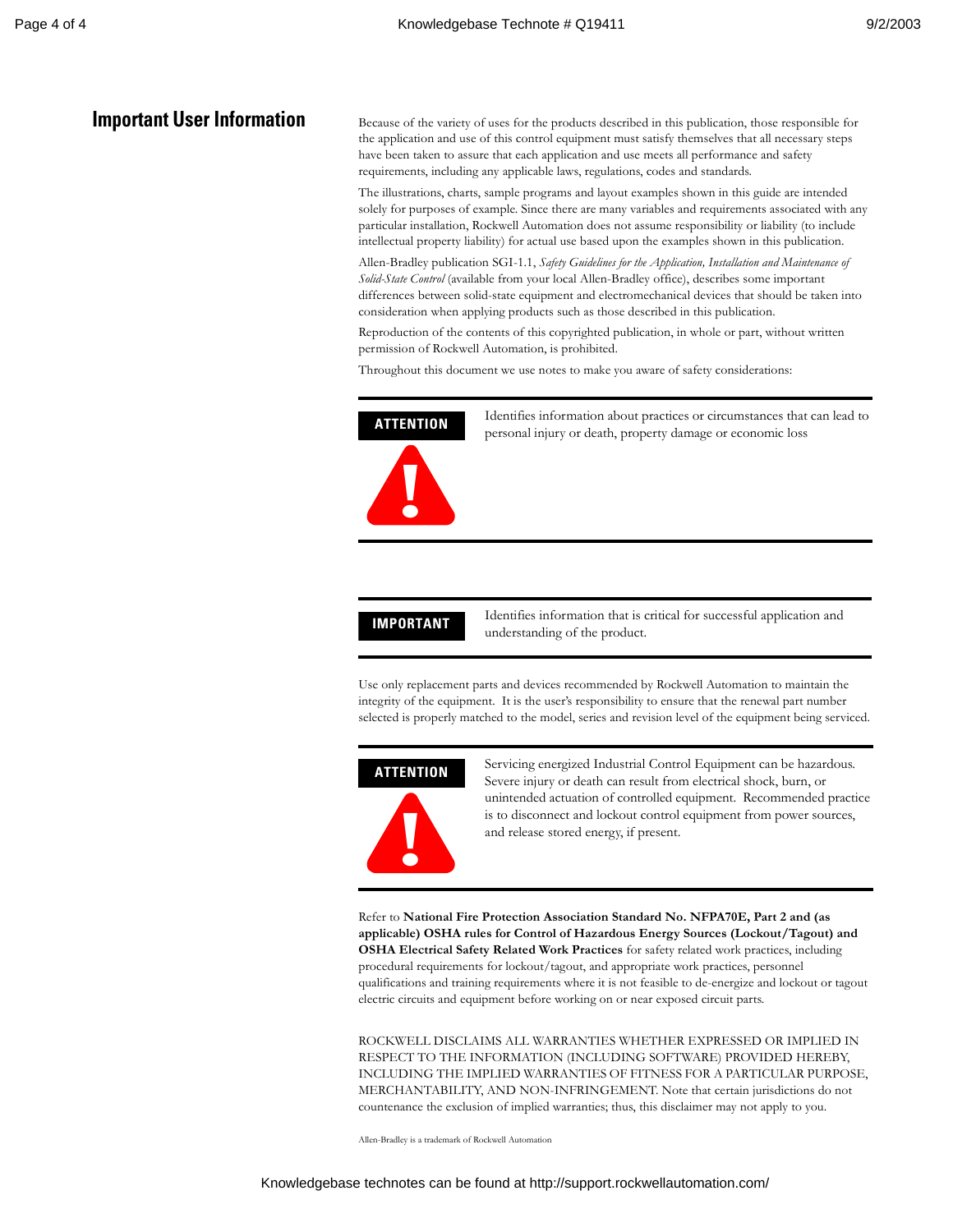## Important User Information

Because of the variety of uses for the products described in this publication, those responsible for the application and use of this control equipment must satisfy themselves that all necessary steps have been taken to assure that each application and use meets all performance and safety requirements, including any applicable laws, regulations, codes and standards.

The illustrations, charts, sample programs and layout examples shown in this guide are intended solely for purposes of example. Since there are many variables and requirements associated with any particular installation, Rockwell Automation does not assume responsibility or liability (to include intellectual property liability) for actual use based upon the examples shown in this publication.

Allen-Bradley publication SGI-1.1, *Safety Guidelines for the Application, Installation and Maintenance of Solid-State Control* (available from your local Allen-Bradley office), describes some important differences between solid-state equipment and electromechanical devices that should be taken into consideration when applying products such as those described in this publication.

Reproduction of the contents of this copyrighted publication, in whole or part, without written permission of Rockwell Automation, is prohibited.

Throughout this document we use notes to make you aware of safety considerations:

**ATTENTION**

Identifies information about practices or circumstances that can lead to personal injury or death, property damage or economic loss

**IMPORTANT**

Identifies information that is critical for successful application and understanding of the product.

Use only replacement parts and devices recommended by Rockwell Automation to maintain the integrity of the equipment. It is the user's responsibility to ensure that the renewal part number selected is properly matched to the model, series and revision level of the equipment being serviced.

**ATTENTION**

Servicing energized Industrial Control Equipment can be hazardous. Severe injury or death can result from electrical shock, burn, or unintended actuation of controlled equipment. Recommended practice is to disconnect and lockout control equipment from power sources, and release stored energy, if present.

Refer to **National Fire Protection Association Standard No. NFPA70E, Part 2 and (as applicable) OSHA rules for Control of Hazardous Energy Sources (Lockout/Tagout) and OSHA Electrical Safety Related Work Practices** for safety related work practices, including procedural requirements for lockout/tagout, and appropriate work practices, personnel qualifications and training requirements where it is not feasible to de-energize and lockout or tagout electric circuits and equipment before working on or near exposed circuit parts.

ROCKWELL DISCLAIMS ALL WARRANTIES WHETHER EXPRESSED OR IMPLIED IN RESPECT TO THE INFORMATION (INCLUDING SOFTWARE) PROVIDED HEREBY, INCLUDING THE IMPLIED WARRANTIES OF FITNESS FOR A PARTICULAR PURPOSE, MERCHANTABILITY, AND NON-INFRINGEMENT. Note that certain jurisdictions do not countenance the exclusion of implied warranties; thus, this disclaimer may not apply to you.

Allen-Bradley is a trademark of Rockwell Automation

Knowledgebase technotes can be found at http://support.rockwellautomation.com/